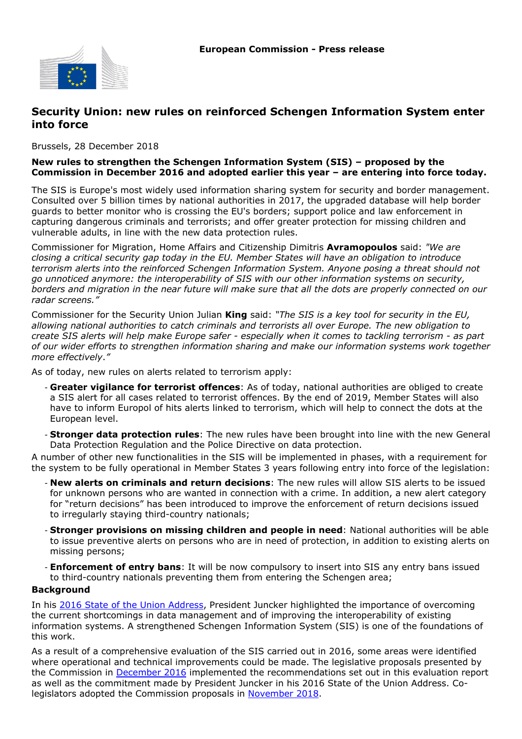European Commission - Press release

# Security Union: new rules on reinforced Schengen Information System enter into force

Brussels, 28 December 2018

**New rules to strengthen the Schengen Information System (SIS) – proposed by the Commission in December 2016 and adopted earlier this year – are entering into force today.**

The SIS is Europe's most widely used information sharing system for security and border management. Consulted over 5 billion times by national authorities in 2017, the upgraded database will help border guards to better monitor who is crossing the EU's borders; support police and law enforcement in capturing dangerous criminals and terrorists; and offer greater protection for missing children and vulnerable adults, in line with the new data protection rules.

Commissioner for Migration, Home Affairs and Citizenship Dimitris **Avramopoulos** said: *"We are closing a critical security gap today in the EU. Member States will have an obligation to introduce terrorism alerts into the reinforced Schengen Information System. Anyone posing a threat should not go unnoticed anymore: the interoperability of SIS with our other information systems on security, borders and migration in the near future will make sure that all the dots are properly connected on our radar screens."*

Commissioner for the Security Union Julian **King** said: *"The SIS is a key tool for security in the EU, allowing national authorities to catch criminals and terrorists all over Europe. The new obligation to create SIS alerts will help make Europe safer - especially when it comes to tackling terrorism - as part of our wider efforts to strengthen information sharing and make our information systems work together more effectively."*

As of today, new rules on alerts related to terrorism apply:

- **Greater vigilance for terrorist offences**: As of today, national authorities are obliged to create a SIS alert for all cases related to terrorist offences. By the end of 2019, Member States will also have to inform Europol of hits alerts linked to terrorism, which will help to connect the dots at the European level.
- **Stronger data protection rules**: The new rules have been brought into line with the new General Data Protection Regulation and the Police Directive on data protection.

A number of other new functionalities in the SIS will be implemented in phases, with a requirement for the system to be fully operational in Member States 3 years following entry into force of the legislation:

- **New alerts on criminals and return decisions**: The new rules will allow SIS alerts to be issued for unknown persons who are wanted in connection with a crime. In addition, a new alert category for "return decisions" has been introduced to improve the enforcement of return decisions issued to irregularly staying third-country nationals;
- **Stronger provisions on missing children and people in need**: National authorities will be able to issue preventive alerts on persons who are in need of protection, in addition to existing alerts on missing persons;
- **Enforcement of entry bans**: It will be now compulsory to insert into SIS any entry bans issued to third-country nationals preventing them from entering the Schengen area;

## Background

In his 2016 State of the Union Address, President Juncker highlighted the importance of overcoming the current shortcomings in data management and of improving the interoperability of existing information systems. A strengthened Schengen Information System (SIS) is one of the foundations of this work.

As a result of a comprehensive evaluation of the SIS carried out in 2016, some areas were identified where operational and technical improvements could be made. The legislative proposals presented by the Commission in December 2016 implemented the recommendations set out in this evaluation report as well as the commitment made by President Juncker in his 2016 State of the Union Address. Co-legislators adopted the Commission proposals in November 2018.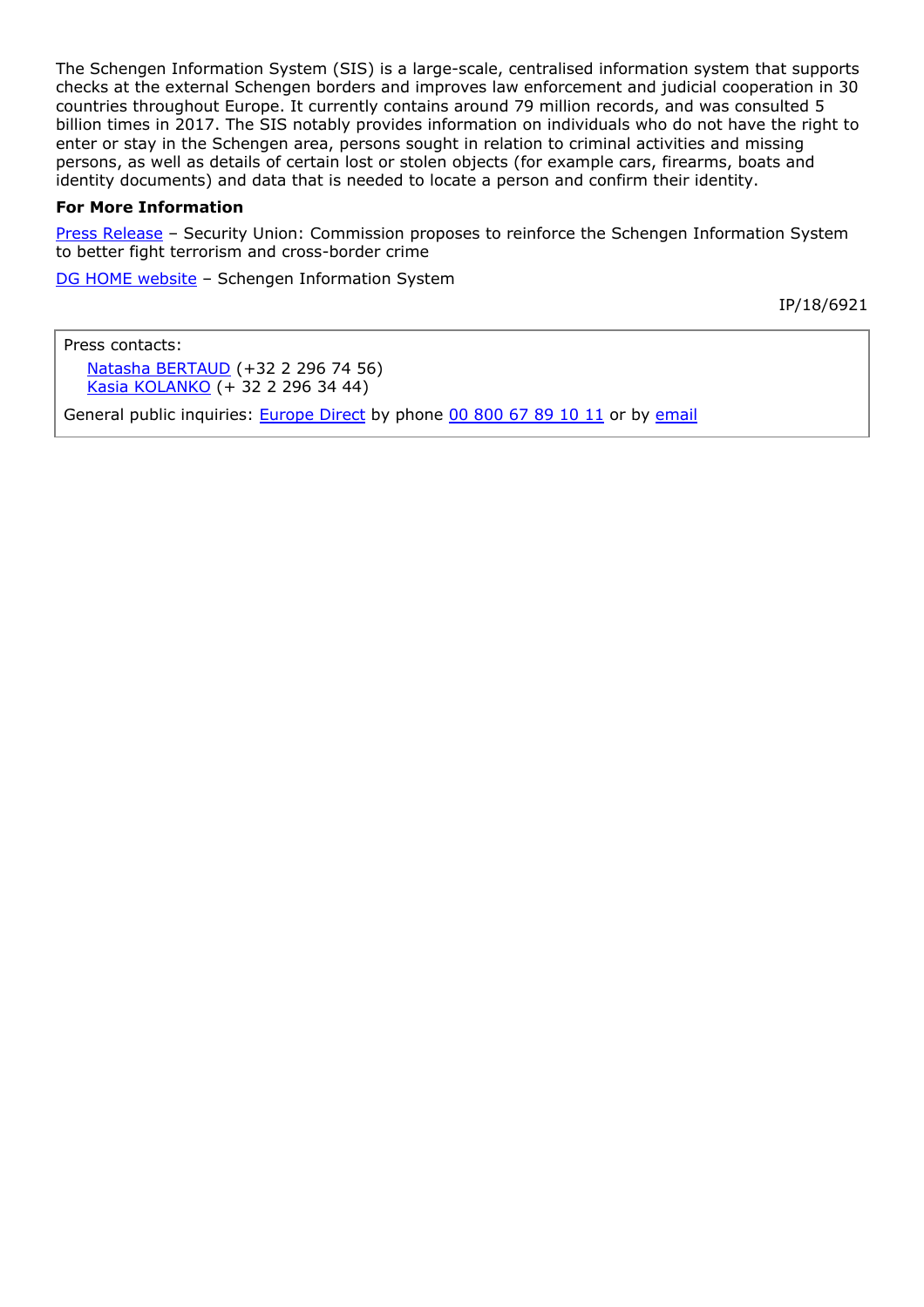The Schengen Information System (SIS) is a large-scale, centralised information system that supports checks at the external Schengen borders and improves law enforcement and judicial cooperation in 30 countries throughout Europe. It currently contains around 79 million records, and was consulted 5 billion times in 2017. The SIS notably provides information on individuals who do not have the right to enter or stay in the Schengen area, persons sought in relation to criminal activities and missing persons, as well as details of certain lost or stolen objects (for example cars, firearms, boats and identity documents) and data that is needed to locate a person and confirm their identity.

**For More Information**

Press Release – Security Union: Commission proposes to reinforce the Schengen Information System to better fight terrorism and cross-border crime

DG HOME website – Schengen Information System

IP/18/6921

Press contacts:

Natasha BERTAUD (+32 2 296 74 56)
Kasia KOLANKO (+ 32 2 296 34 44)

General public inquiries: Europe Direct by phone 00 800 67 89 10 11 or by email